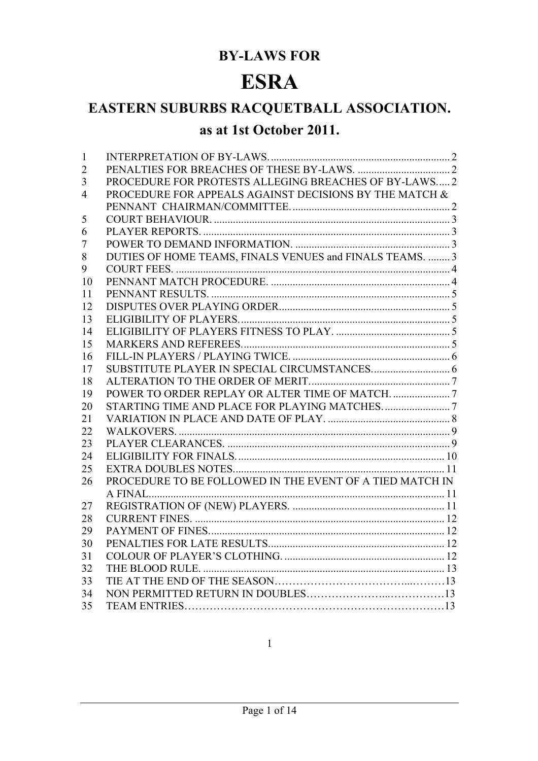# BY-LAWS FOR

# ESRA

## EASTERN SUBURBS RACQUETBALL ASSOCIATION.

## as at 1st October 2011.

| | | |
|---|---|---|
| 1 | INTERPRETATION OF BY-LAWS. | 2 |
| 2 | PENALTIES FOR BREACHES OF THESE BY-LAWS. | 2 |
| 3 | PROCEDURE FOR PROTESTS ALLEGING BREACHES OF BY-LAWS. | 2 |
| 4 | PROCEDURE FOR APPEALS AGAINST DECISIONS BY THE MATCH & PENNANT CHAIRMAN/COMMITTEE. | 2 |
| 5 | COURT BEHAVIOUR. | 3 |
| 6 | PLAYER REPORTS. | 3 |
| 7 | POWER TO DEMAND INFORMATION. | 3 |
| 8 | DUTIES OF HOME TEAMS, FINALS VENUES and FINALS TEAMS. | 3 |
| 9 | COURT FEES. | 4 |
| 10 | PENNANT MATCH PROCEDURE. | 4 |
| 11 | PENNANT RESULTS. | 5 |
| 12 | DISPUTES OVER PLAYING ORDER. | 5 |
| 13 | ELIGIBILITY OF PLAYERS. | 5 |
| 14 | ELIGIBILITY OF PLAYERS FITNESS TO PLAY. | 5 |
| 15 | MARKERS AND REFEREES. | 5 |
| 16 | FILL-IN PLAYERS / PLAYING TWICE. | 6 |
| 17 | SUBSTITUTE PLAYER IN SPECIAL CIRCUMSTANCES. | 6 |
| 18 | ALTERATION TO THE ORDER OF MERIT. | 7 |
| 19 | POWER TO ORDER REPLAY OR ALTER TIME OF MATCH. | 7 |
| 20 | STARTING TIME AND PLACE FOR PLAYING MATCHES. | 7 |
| 21 | VARIATION IN PLACE AND DATE OF PLAY. | 8 |
| 22 | WALKOVERS. | 9 |
| 23 | PLAYER CLEARANCES. | 9 |
| 24 | ELIGIBILITY FOR FINALS. | 10 |
| 25 | EXTRA DOUBLES NOTES. | 11 |
| 26 | PROCEDURE TO BE FOLLOWED IN THE EVENT OF A TIED MATCH IN A FINAL. | 11 |
| 27 | REGISTRATION OF (NEW) PLAYERS. | 11 |
| 28 | CURRENT FINES. | 12 |
| 29 | PAYMENT OF FINES. | 12 |
| 30 | PENALTIES FOR LATE RESULTS. | 12 |
| 31 | COLOUR OF PLAYER'S CLOTHING. | 12 |
| 32 | THE BLOOD RULE. | 13 |
| 33 | TIE AT THE END OF THE SEASON | 13 |
| 34 | NON PERMITTED RETURN IN DOUBLES | 13 |
| 35 | TEAM ENTRIES | 13 |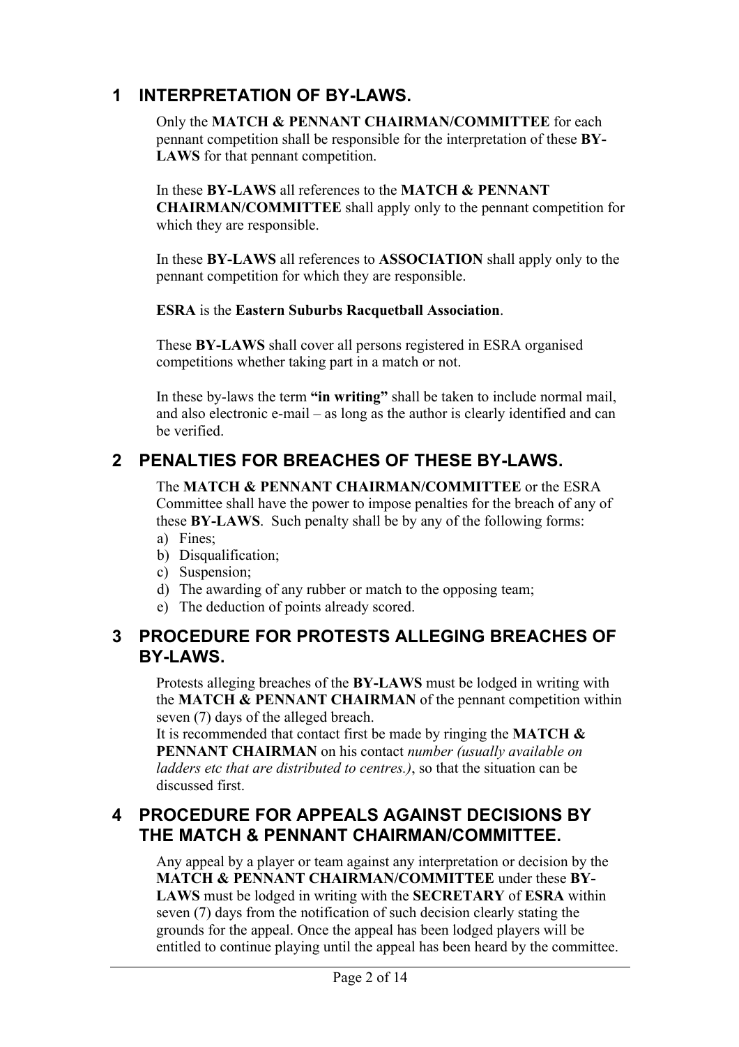## 1 INTERPRETATION OF BY-LAWS.

Only the **MATCH & PENNANT CHAIRMAN/COMMITTEE** for each pennant competition shall be responsible for the interpretation of these **BY-LAWS** for that pennant competition.

In these **BY-LAWS** all references to the **MATCH & PENNANT CHAIRMAN/COMMITTEE** shall apply only to the pennant competition for which they are responsible.

In these **BY-LAWS** all references to **ASSOCIATION** shall apply only to the pennant competition for which they are responsible.

**ESRA** is the **Eastern Suburbs Racquetball Association**.

These **BY-LAWS** shall cover all persons registered in ESRA organised competitions whether taking part in a match or not.

In these by-laws the term **"in writing"** shall be taken to include normal mail, and also electronic e-mail – as long as the author is clearly identified and can be verified.

## 2 PENALTIES FOR BREACHES OF THESE BY-LAWS.

The **MATCH & PENNANT CHAIRMAN/COMMITTEE** or the ESRA Committee shall have the power to impose penalties for the breach of any of these **BY-LAWS**. Such penalty shall be by any of the following forms:

a) Fines;
b) Disqualification;
c) Suspension;
d) The awarding of any rubber or match to the opposing team;
e) The deduction of points already scored.

## 3 PROCEDURE FOR PROTESTS ALLEGING BREACHES OF BY-LAWS.

Protests alleging breaches of the **BY-LAWS** must be lodged in writing with the **MATCH & PENNANT CHAIRMAN** of the pennant competition within seven (7) days of the alleged breach.
It is recommended that contact first be made by ringing the **MATCH & PENNANT CHAIRMAN** on his contact *number (usually available on ladders etc that are distributed to centres.)*, so that the situation can be discussed first.

## 4 PROCEDURE FOR APPEALS AGAINST DECISIONS BY THE MATCH & PENNANT CHAIRMAN/COMMITTEE.

Any appeal by a player or team against any interpretation or decision by the **MATCH & PENNANT CHAIRMAN/COMMITTEE** under these **BY-LAWS** must be lodged in writing with the **SECRETARY** of **ESRA** within seven (7) days from the notification of such decision clearly stating the grounds for the appeal. Once the appeal has been lodged players will be entitled to continue playing until the appeal has been heard by the committee.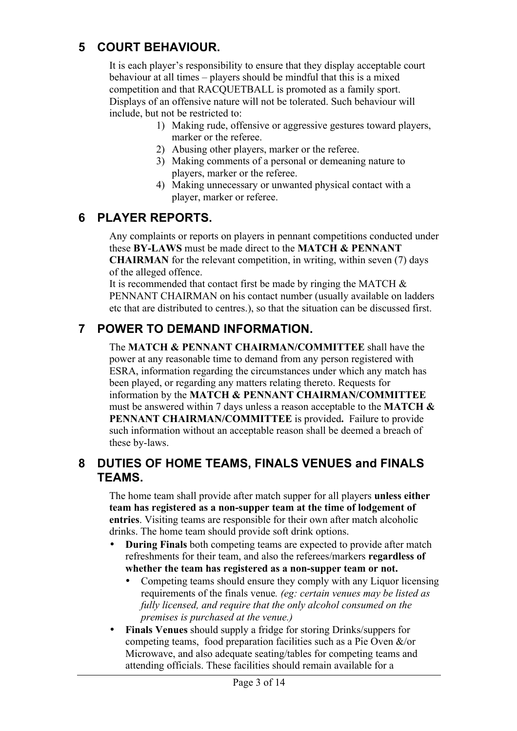## 5 COURT BEHAVIOUR.

It is each player's responsibility to ensure that they display acceptable court behaviour at all times – players should be mindful that this is a mixed competition and that RACQUETBALL is promoted as a family sport. Displays of an offensive nature will not be tolerated. Such behaviour will include, but not be restricted to:

1) Making rude, offensive or aggressive gestures toward players, marker or the referee.
2) Abusing other players, marker or the referee.
3) Making comments of a personal or demeaning nature to players, marker or the referee.
4) Making unnecessary or unwanted physical contact with a player, marker or referee.

## 6 PLAYER REPORTS.

Any complaints or reports on players in pennant competitions conducted under these **BY-LAWS** must be made direct to the **MATCH & PENNANT CHAIRMAN** for the relevant competition, in writing, within seven (7) days of the alleged offence.

It is recommended that contact first be made by ringing the MATCH & PENNANT CHAIRMAN on his contact number (usually available on ladders etc that are distributed to centres.), so that the situation can be discussed first.

## 7 POWER TO DEMAND INFORMATION.

The **MATCH & PENNANT CHAIRMAN/COMMITTEE** shall have the power at any reasonable time to demand from any person registered with ESRA, information regarding the circumstances under which any match has been played, or regarding any matters relating thereto. Requests for information by the **MATCH & PENNANT CHAIRMAN/COMMITTEE** must be answered within 7 days unless a reason acceptable to the **MATCH & PENNANT CHAIRMAN/COMMITTEE** is provided**.** Failure to provide such information without an acceptable reason shall be deemed a breach of these by-laws.

## 8 DUTIES OF HOME TEAMS, FINALS VENUES and FINALS TEAMS.

The home team shall provide after match supper for all players **unless either team has registered as a non-supper team at the time of lodgement of entries**. Visiting teams are responsible for their own after match alcoholic drinks. The home team should provide soft drink options.

- **During Finals** both competing teams are expected to provide after match refreshments for their team, and also the referees/markers **regardless of whether the team has registered as a non-supper team or not.**
  - Competing teams should ensure they comply with any Liquor licensing requirements of the finals venue*. (eg: certain venues may be listed as fully licensed, and require that the only alcohol consumed on the premises is purchased at the venue.)*
- **Finals Venues** should supply a fridge for storing Drinks/suppers for competing teams, food preparation facilities such as a Pie Oven &/or Microwave, and also adequate seating/tables for competing teams and attending officials. These facilities should remain available for a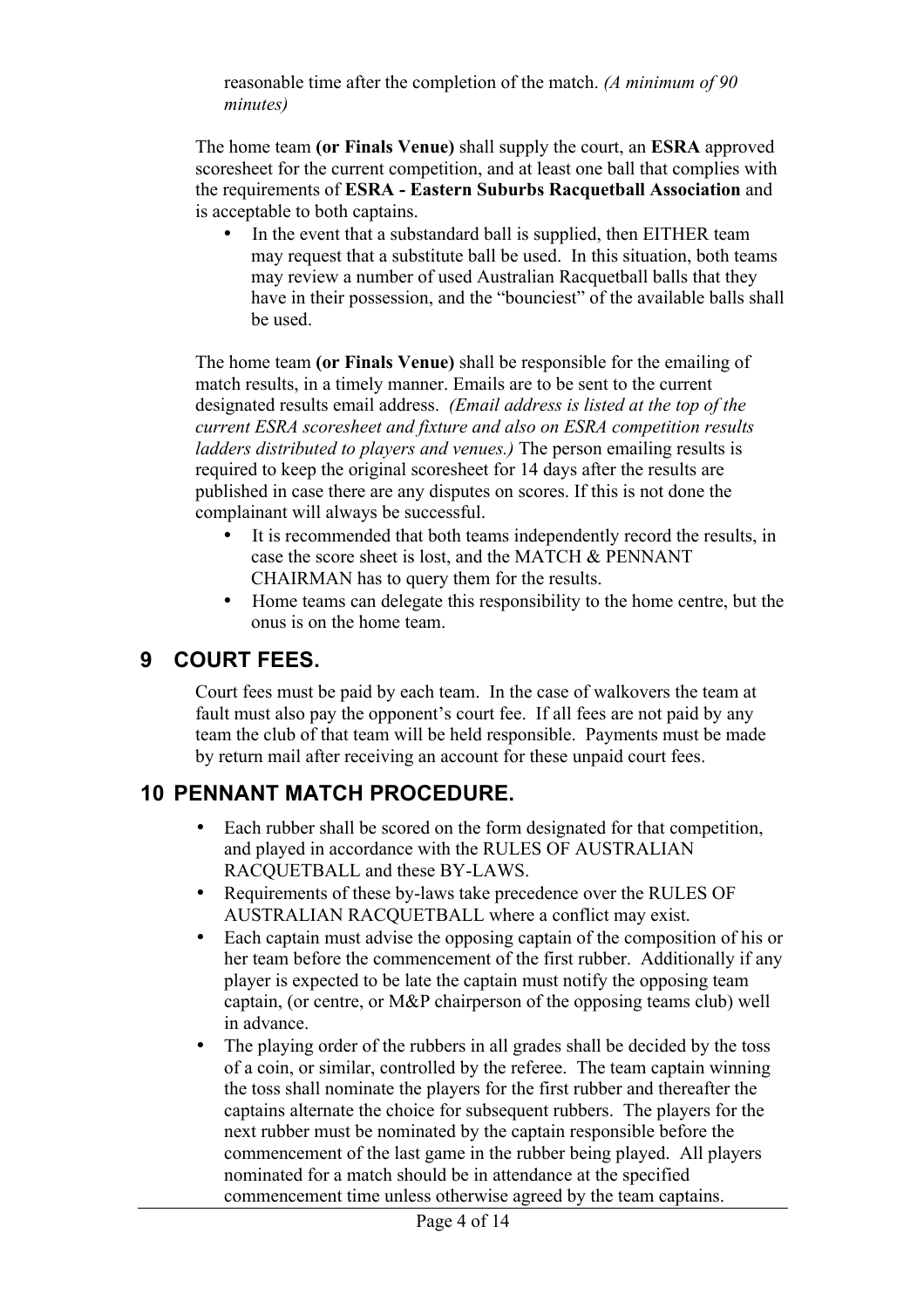reasonable time after the completion of the match. *(A minimum of 90 minutes)*

The home team **(or Finals Venue)** shall supply the court, an **ESRA** approved scoresheet for the current competition, and at least one ball that complies with the requirements of **ESRA - Eastern Suburbs Racquetball Association** and is acceptable to both captains.

- In the event that a substandard ball is supplied, then EITHER team may request that a substitute ball be used. In this situation, both teams may review a number of used Australian Racquetball balls that they have in their possession, and the "bounciest" of the available balls shall be used.

The home team **(or Finals Venue)** shall be responsible for the emailing of match results, in a timely manner. Emails are to be sent to the current designated results email address. *(Email address is listed at the top of the current ESRA scoresheet and fixture and also on ESRA competition results ladders distributed to players and venues.)* The person emailing results is required to keep the original scoresheet for 14 days after the results are published in case there are any disputes on scores. If this is not done the complainant will always be successful.

- It is recommended that both teams independently record the results, in case the score sheet is lost, and the MATCH & PENNANT CHAIRMAN has to query them for the results.
- Home teams can delegate this responsibility to the home centre, but the onus is on the home team.

## 9 COURT FEES.

Court fees must be paid by each team. In the case of walkovers the team at fault must also pay the opponent's court fee. If all fees are not paid by any team the club of that team will be held responsible. Payments must be made by return mail after receiving an account for these unpaid court fees.

## 10 PENNANT MATCH PROCEDURE.

- Each rubber shall be scored on the form designated for that competition, and played in accordance with the RULES OF AUSTRALIAN RACQUETBALL and these BY-LAWS.
- Requirements of these by-laws take precedence over the RULES OF AUSTRALIAN RACQUETBALL where a conflict may exist.
- Each captain must advise the opposing captain of the composition of his or her team before the commencement of the first rubber. Additionally if any player is expected to be late the captain must notify the opposing team captain, (or centre, or M&P chairperson of the opposing teams club) well in advance.
- The playing order of the rubbers in all grades shall be decided by the toss of a coin, or similar, controlled by the referee. The team captain winning the toss shall nominate the players for the first rubber and thereafter the captains alternate the choice for subsequent rubbers. The players for the next rubber must be nominated by the captain responsible before the commencement of the last game in the rubber being played. All players nominated for a match should be in attendance at the specified commencement time unless otherwise agreed by the team captains.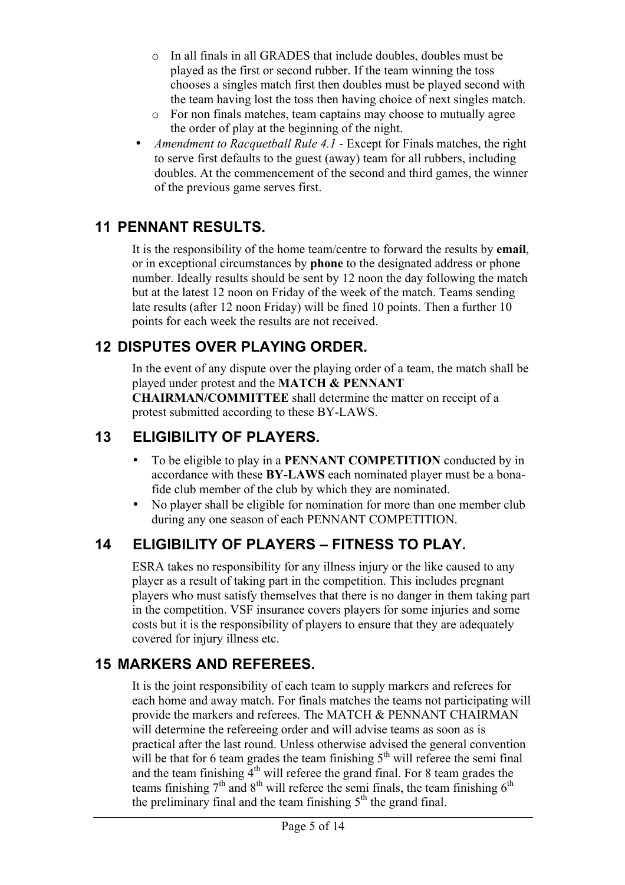- In all finals in all GRADES that include doubles, doubles must be played as the first or second rubber. If the team winning the toss chooses a singles match first then doubles must be played second with the team having lost the toss then having choice of next singles match.
  - For non finals matches, team captains may choose to mutually agree the order of play at the beginning of the night.
- *Amendment to Racquetball Rule 4.1* - Except for Finals matches, the right to serve first defaults to the guest (away) team for all rubbers, including doubles. At the commencement of the second and third games, the winner of the previous game serves first.

## 11 PENNANT RESULTS.

It is the responsibility of the home team/centre to forward the results by **email**, or in exceptional circumstances by **phone** to the designated address or phone number. Ideally results should be sent by 12 noon the day following the match but at the latest 12 noon on Friday of the week of the match. Teams sending late results (after 12 noon Friday) will be fined 10 points. Then a further 10 points for each week the results are not received.

## 12 DISPUTES OVER PLAYING ORDER.

In the event of any dispute over the playing order of a team, the match shall be played under protest and the **MATCH & PENNANT CHAIRMAN/COMMITTEE** shall determine the matter on receipt of a protest submitted according to these BY-LAWS.

## 13 ELIGIBILITY OF PLAYERS.

- To be eligible to play in a **PENNANT COMPETITION** conducted by in accordance with these **BY-LAWS** each nominated player must be a bona-fide club member of the club by which they are nominated.
- No player shall be eligible for nomination for more than one member club during any one season of each PENNANT COMPETITION.

## 14 ELIGIBILITY OF PLAYERS – FITNESS TO PLAY.

ESRA takes no responsibility for any illness injury or the like caused to any player as a result of taking part in the competition. This includes pregnant players who must satisfy themselves that there is no danger in them taking part in the competition. VSF insurance covers players for some injuries and some costs but it is the responsibility of players to ensure that they are adequately covered for injury illness etc.

## 15 MARKERS AND REFEREES.

It is the joint responsibility of each team to supply markers and referees for each home and away match. For finals matches the teams not participating will provide the markers and referees. The MATCH & PENNANT CHAIRMAN will determine the refereeing order and will advise teams as soon as is practical after the last round. Unless otherwise advised the general convention will be that for 6 team grades the team finishing 5th will referee the semi final and the team finishing 4th will referee the grand final. For 8 team grades the teams finishing 7th and 8th will referee the semi finals, the team finishing 6th the preliminary final and the team finishing 5th the grand final.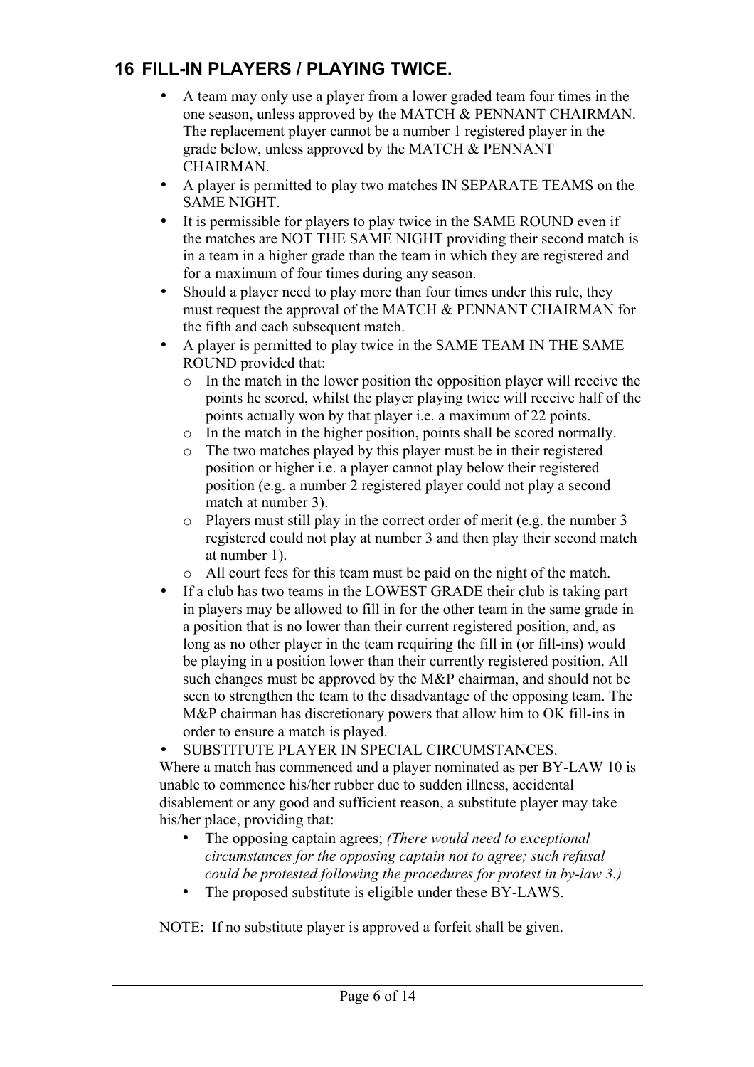## 16 FILL-IN PLAYERS / PLAYING TWICE.

- A team may only use a player from a lower graded team four times in the one season, unless approved by the MATCH & PENNANT CHAIRMAN. The replacement player cannot be a number 1 registered player in the grade below, unless approved by the MATCH & PENNANT CHAIRMAN.
- A player is permitted to play two matches IN SEPARATE TEAMS on the SAME NIGHT.
- It is permissible for players to play twice in the SAME ROUND even if the matches are NOT THE SAME NIGHT providing their second match is in a team in a higher grade than the team in which they are registered and for a maximum of four times during any season.
- Should a player need to play more than four times under this rule, they must request the approval of the MATCH & PENNANT CHAIRMAN for the fifth and each subsequent match.
- A player is permitted to play twice in the SAME TEAM IN THE SAME ROUND provided that:
  - In the match in the lower position the opposition player will receive the points he scored, whilst the player playing twice will receive half of the points actually won by that player i.e. a maximum of 22 points.
  - In the match in the higher position, points shall be scored normally.
  - The two matches played by this player must be in their registered position or higher i.e. a player cannot play below their registered position (e.g. a number 2 registered player could not play a second match at number 3).
  - Players must still play in the correct order of merit (e.g. the number 3 registered could not play at number 3 and then play their second match at number 1).
  - All court fees for this team must be paid on the night of the match.
- If a club has two teams in the LOWEST GRADE their club is taking part in players may be allowed to fill in for the other team in the same grade in a position that is no lower than their current registered position, and, as long as no other player in the team requiring the fill in (or fill-ins) would be playing in a position lower than their currently registered position. All such changes must be approved by the M&P chairman, and should not be seen to strengthen the team to the disadvantage of the opposing team. The M&P chairman has discretionary powers that allow him to OK fill-ins in order to ensure a match is played.
- SUBSTITUTE PLAYER IN SPECIAL CIRCUMSTANCES.

Where a match has commenced and a player nominated as per BY-LAW 10 is unable to commence his/her rubber due to sudden illness, accidental disablement or any good and sufficient reason, a substitute player may take his/her place, providing that:

- The opposing captain agrees; *(There would need to exceptional circumstances for the opposing captain not to agree; such refusal could be protested following the procedures for protest in by-law 3.)*
- The proposed substitute is eligible under these BY-LAWS.

NOTE: If no substitute player is approved a forfeit shall be given.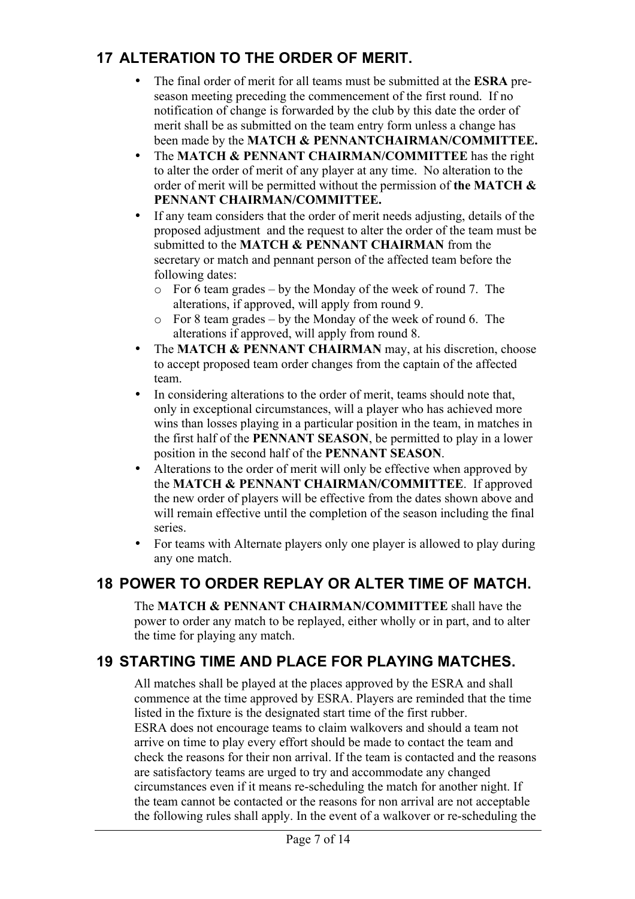## 17 ALTERATION TO THE ORDER OF MERIT.

- The final order of merit for all teams must be submitted at the **ESRA** pre-season meeting preceding the commencement of the first round. If no notification of change is forwarded by the club by this date the order of merit shall be as submitted on the team entry form unless a change has been made by the **MATCH & PENNANTCHAIRMAN/COMMITTEE.**
- The **MATCH & PENNANT CHAIRMAN/COMMITTEE** has the right to alter the order of merit of any player at any time. No alteration to the order of merit will be permitted without the permission of **the MATCH & PENNANT CHAIRMAN/COMMITTEE.**
- If any team considers that the order of merit needs adjusting, details of the proposed adjustment and the request to alter the order of the team must be submitted to the **MATCH & PENNANT CHAIRMAN** from the secretary or match and pennant person of the affected team before the following dates:
  - For 6 team grades – by the Monday of the week of round 7. The alterations, if approved, will apply from round 9.
  - For 8 team grades – by the Monday of the week of round 6. The alterations if approved, will apply from round 8.
- The **MATCH & PENNANT CHAIRMAN** may, at his discretion, choose to accept proposed team order changes from the captain of the affected team.
- In considering alterations to the order of merit, teams should note that, only in exceptional circumstances, will a player who has achieved more wins than losses playing in a particular position in the team, in matches in the first half of the **PENNANT SEASON**, be permitted to play in a lower position in the second half of the **PENNANT SEASON**.
- Alterations to the order of merit will only be effective when approved by the **MATCH & PENNANT CHAIRMAN/COMMITTEE**. If approved the new order of players will be effective from the dates shown above and will remain effective until the completion of the season including the final series.
- For teams with Alternate players only one player is allowed to play during any one match.

## 18 POWER TO ORDER REPLAY OR ALTER TIME OF MATCH.

The **MATCH & PENNANT CHAIRMAN/COMMITTEE** shall have the power to order any match to be replayed, either wholly or in part, and to alter the time for playing any match.

## 19 STARTING TIME AND PLACE FOR PLAYING MATCHES.

All matches shall be played at the places approved by the ESRA and shall commence at the time approved by ESRA. Players are reminded that the time listed in the fixture is the designated start time of the first rubber.
ESRA does not encourage teams to claim walkovers and should a team not arrive on time to play every effort should be made to contact the team and check the reasons for their non arrival. If the team is contacted and the reasons are satisfactory teams are urged to try and accommodate any changed circumstances even if it means re-scheduling the match for another night. If the team cannot be contacted or the reasons for non arrival are not acceptable the following rules shall apply. In the event of a walkover or re-scheduling the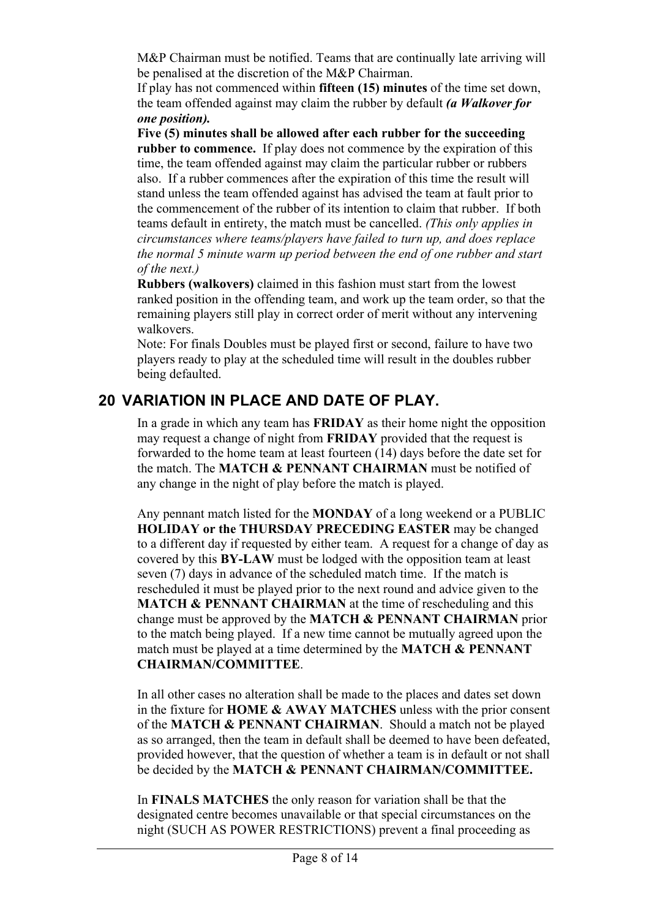M&P Chairman must be notified. Teams that are continually late arriving will be penalised at the discretion of the M&P Chairman.

If play has not commenced within **fifteen (15) minutes** of the time set down, the team offended against may claim the rubber by default ***(a Walkover for one position).***

**Five (5) minutes shall be allowed after each rubber for the succeeding rubber to commence.** If play does not commence by the expiration of this time, the team offended against may claim the particular rubber or rubbers also. If a rubber commences after the expiration of this time the result will stand unless the team offended against has advised the team at fault prior to the commencement of the rubber of its intention to claim that rubber. If both teams default in entirety, the match must be cancelled. *(This only applies in circumstances where teams/players have failed to turn up, and does replace the normal 5 minute warm up period between the end of one rubber and start of the next.)*

**Rubbers (walkovers)** claimed in this fashion must start from the lowest ranked position in the offending team, and work up the team order, so that the remaining players still play in correct order of merit without any intervening walkovers.

Note: For finals Doubles must be played first or second, failure to have two players ready to play at the scheduled time will result in the doubles rubber being defaulted.

## 20 VARIATION IN PLACE AND DATE OF PLAY.

In a grade in which any team has **FRIDAY** as their home night the opposition may request a change of night from **FRIDAY** provided that the request is forwarded to the home team at least fourteen (14) days before the date set for the match. The **MATCH & PENNANT CHAIRMAN** must be notified of any change in the night of play before the match is played.

Any pennant match listed for the **MONDAY** of a long weekend or a PUBLIC **HOLIDAY or the THURSDAY PRECEDING EASTER** may be changed to a different day if requested by either team. A request for a change of day as covered by this **BY-LAW** must be lodged with the opposition team at least seven (7) days in advance of the scheduled match time. If the match is rescheduled it must be played prior to the next round and advice given to the **MATCH & PENNANT CHAIRMAN** at the time of rescheduling and this change must be approved by the **MATCH & PENNANT CHAIRMAN** prior to the match being played. If a new time cannot be mutually agreed upon the match must be played at a time determined by the **MATCH & PENNANT CHAIRMAN/COMMITTEE**.

In all other cases no alteration shall be made to the places and dates set down in the fixture for **HOME & AWAY MATCHES** unless with the prior consent of the **MATCH & PENNANT CHAIRMAN**. Should a match not be played as so arranged, then the team in default shall be deemed to have been defeated, provided however, that the question of whether a team is in default or not shall be decided by the **MATCH & PENNANT CHAIRMAN/COMMITTEE.**

In **FINALS MATCHES** the only reason for variation shall be that the designated centre becomes unavailable or that special circumstances on the night (SUCH AS POWER RESTRICTIONS) prevent a final proceeding as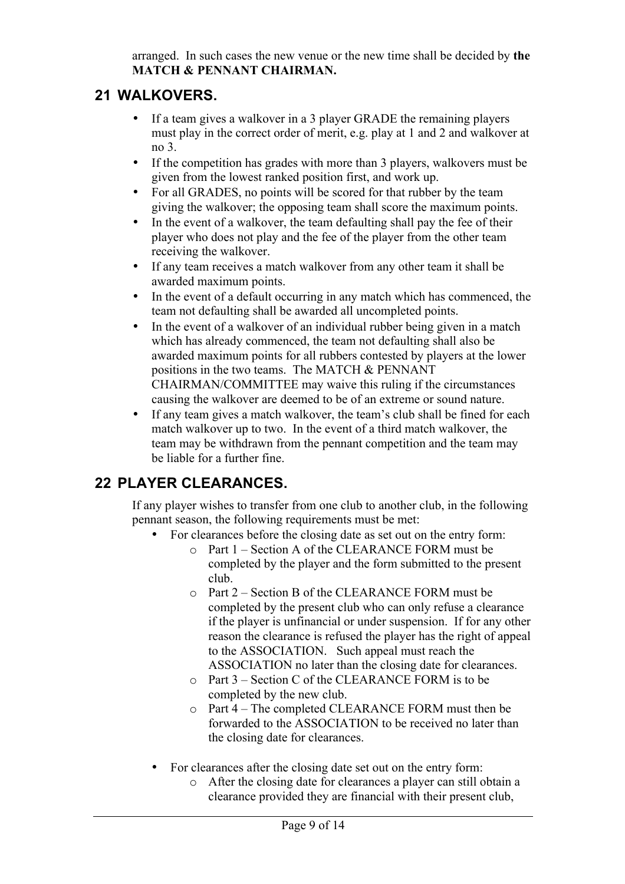arranged. In such cases the new venue or the new time shall be decided by **the MATCH & PENNANT CHAIRMAN.**

## 21 WALKOVERS.

- If a team gives a walkover in a 3 player GRADE the remaining players must play in the correct order of merit, e.g. play at 1 and 2 and walkover at no 3.
- If the competition has grades with more than 3 players, walkovers must be given from the lowest ranked position first, and work up.
- For all GRADES, no points will be scored for that rubber by the team giving the walkover; the opposing team shall score the maximum points.
- In the event of a walkover, the team defaulting shall pay the fee of their player who does not play and the fee of the player from the other team receiving the walkover.
- If any team receives a match walkover from any other team it shall be awarded maximum points.
- In the event of a default occurring in any match which has commenced, the team not defaulting shall be awarded all uncompleted points.
- In the event of a walkover of an individual rubber being given in a match which has already commenced, the team not defaulting shall also be awarded maximum points for all rubbers contested by players at the lower positions in the two teams. The MATCH & PENNANT CHAIRMAN/COMMITTEE may waive this ruling if the circumstances causing the walkover are deemed to be of an extreme or sound nature.
- If any team gives a match walkover, the team's club shall be fined for each match walkover up to two. In the event of a third match walkover, the team may be withdrawn from the pennant competition and the team may be liable for a further fine.

## 22 PLAYER CLEARANCES.

If any player wishes to transfer from one club to another club, in the following pennant season, the following requirements must be met:

- For clearances before the closing date as set out on the entry form:
  - Part 1 – Section A of the CLEARANCE FORM must be completed by the player and the form submitted to the present club.
  - Part 2 – Section B of the CLEARANCE FORM must be completed by the present club who can only refuse a clearance if the player is unfinancial or under suspension. If for any other reason the clearance is refused the player has the right of appeal to the ASSOCIATION. Such appeal must reach the ASSOCIATION no later than the closing date for clearances.
  - Part 3 – Section C of the CLEARANCE FORM is to be completed by the new club.
  - Part 4 – The completed CLEARANCE FORM must then be forwarded to the ASSOCIATION to be received no later than the closing date for clearances.

- For clearances after the closing date set out on the entry form:
  - After the closing date for clearances a player can still obtain a clearance provided they are financial with their present club,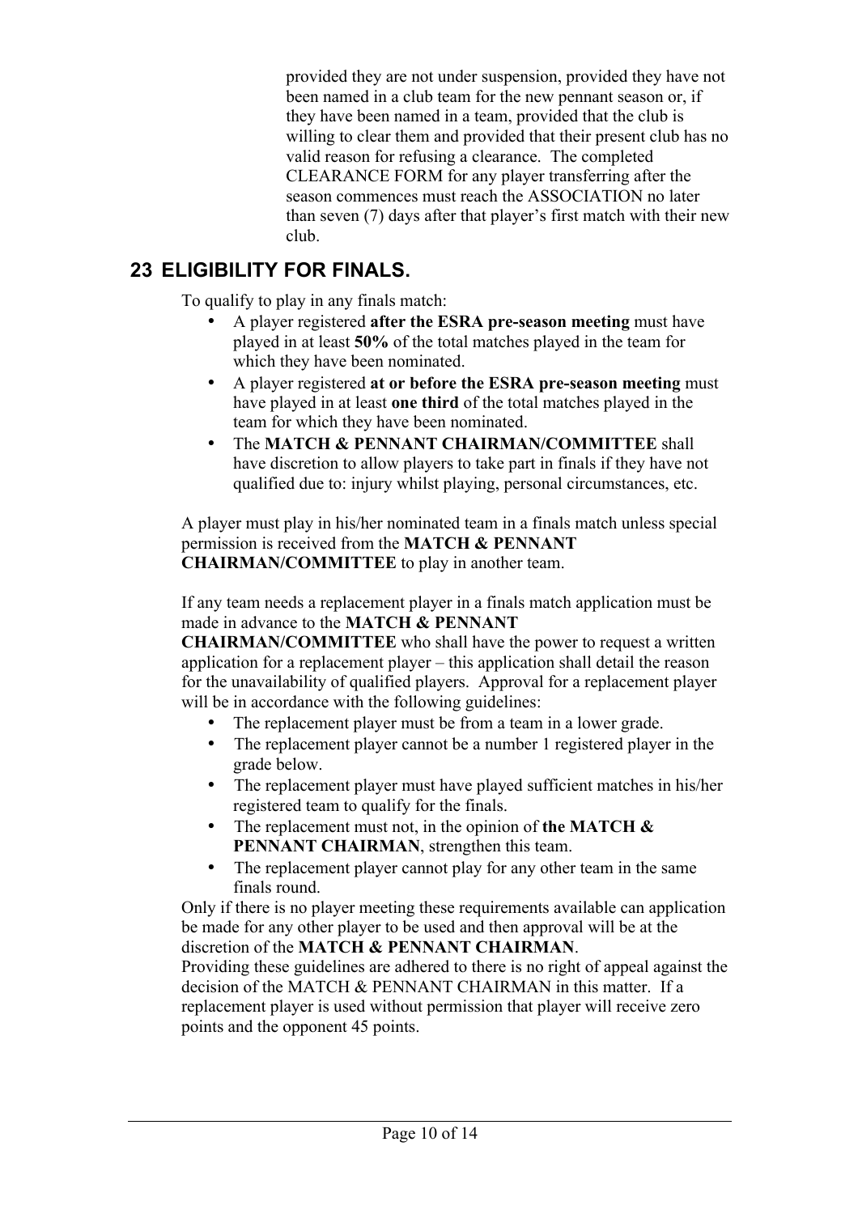provided they are not under suspension, provided they have not been named in a club team for the new pennant season or, if they have been named in a team, provided that the club is willing to clear them and provided that their present club has no valid reason for refusing a clearance. The completed CLEARANCE FORM for any player transferring after the season commences must reach the ASSOCIATION no later than seven (7) days after that player's first match with their new club.

## 23 ELIGIBILITY FOR FINALS.

To qualify to play in any finals match:

- A player registered **after the ESRA pre-season meeting** must have played in at least **50%** of the total matches played in the team for which they have been nominated.
- A player registered **at or before the ESRA pre-season meeting** must have played in at least **one third** of the total matches played in the team for which they have been nominated.
- The **MATCH & PENNANT CHAIRMAN/COMMITTEE** shall have discretion to allow players to take part in finals if they have not qualified due to: injury whilst playing, personal circumstances, etc.

A player must play in his/her nominated team in a finals match unless special permission is received from the **MATCH & PENNANT CHAIRMAN/COMMITTEE** to play in another team.

If any team needs a replacement player in a finals match application must be made in advance to the **MATCH & PENNANT CHAIRMAN/COMMITTEE** who shall have the power to request a written application for a replacement player – this application shall detail the reason for the unavailability of qualified players. Approval for a replacement player will be in accordance with the following guidelines:

- The replacement player must be from a team in a lower grade.
- The replacement player cannot be a number 1 registered player in the grade below.
- The replacement player must have played sufficient matches in his/her registered team to qualify for the finals.
- The replacement must not, in the opinion of **the MATCH & PENNANT CHAIRMAN**, strengthen this team.
- The replacement player cannot play for any other team in the same finals round.

Only if there is no player meeting these requirements available can application be made for any other player to be used and then approval will be at the discretion of the **MATCH & PENNANT CHAIRMAN**.

Providing these guidelines are adhered to there is no right of appeal against the decision of the MATCH & PENNANT CHAIRMAN in this matter. If a replacement player is used without permission that player will receive zero points and the opponent 45 points.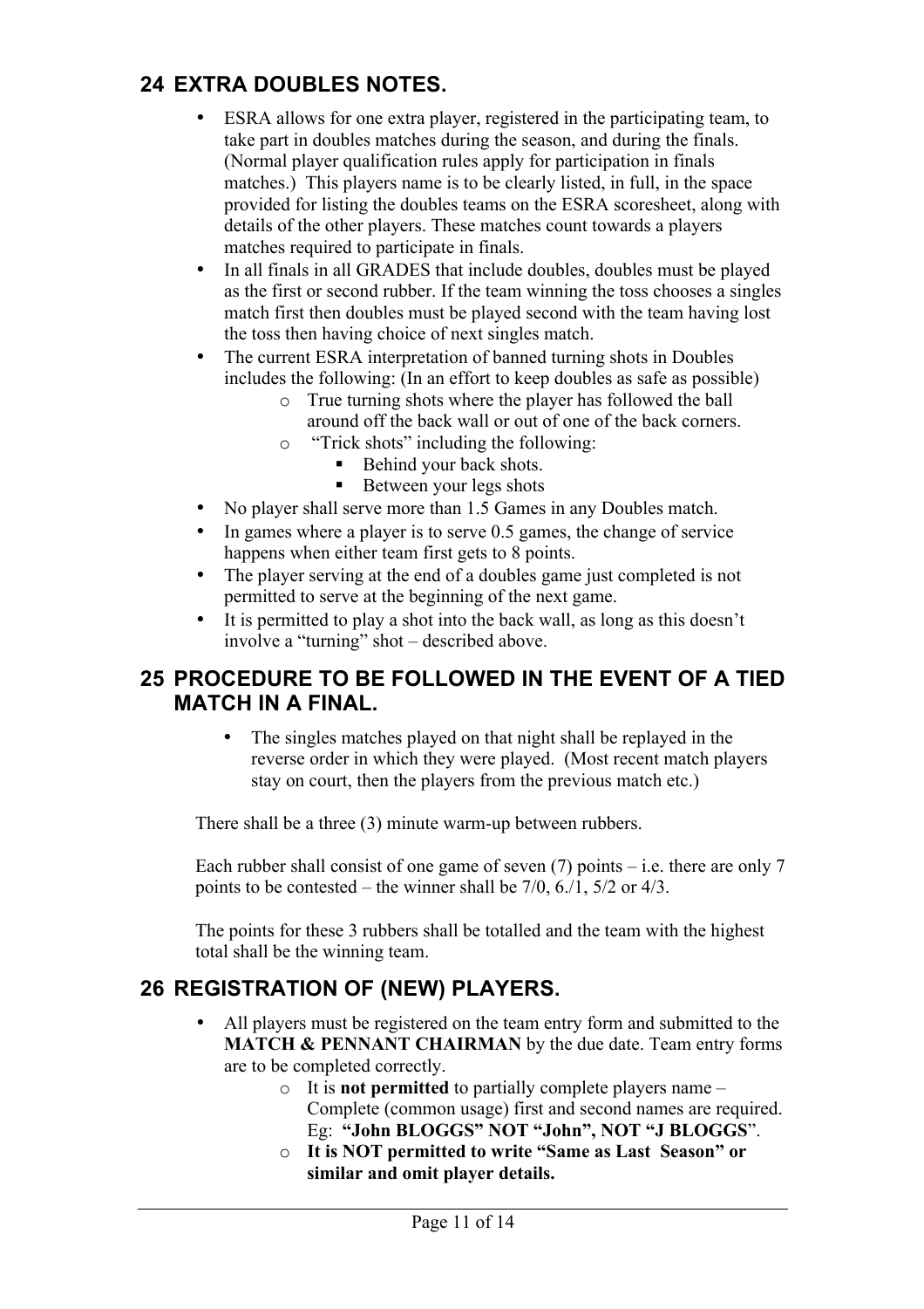## 24 EXTRA DOUBLES NOTES.

- ESRA allows for one extra player, registered in the participating team, to take part in doubles matches during the season, and during the finals. (Normal player qualification rules apply for participation in finals matches.) This players name is to be clearly listed, in full, in the space provided for listing the doubles teams on the ESRA scoresheet, along with details of the other players. These matches count towards a players matches required to participate in finals.
- In all finals in all GRADES that include doubles, doubles must be played as the first or second rubber. If the team winning the toss chooses a singles match first then doubles must be played second with the team having lost the toss then having choice of next singles match.
- The current ESRA interpretation of banned turning shots in Doubles includes the following: (In an effort to keep doubles as safe as possible)
    - True turning shots where the player has followed the ball around off the back wall or out of one of the back corners.
    - "Trick shots" including the following:
        - Behind your back shots.
        - Between your legs shots
- No player shall serve more than 1.5 Games in any Doubles match.
- In games where a player is to serve 0.5 games, the change of service happens when either team first gets to 8 points.
- The player serving at the end of a doubles game just completed is not permitted to serve at the beginning of the next game.
- It is permitted to play a shot into the back wall, as long as this doesn't involve a "turning" shot – described above.

## 25 PROCEDURE TO BE FOLLOWED IN THE EVENT OF A TIED MATCH IN A FINAL.

- The singles matches played on that night shall be replayed in the reverse order in which they were played. (Most recent match players stay on court, then the players from the previous match etc.)

There shall be a three (3) minute warm-up between rubbers.

Each rubber shall consist of one game of seven (7) points – i.e. there are only 7 points to be contested – the winner shall be 7/0, 6./1, 5/2 or 4/3.

The points for these 3 rubbers shall be totalled and the team with the highest total shall be the winning team.

## 26 REGISTRATION OF (NEW) PLAYERS.

- All players must be registered on the team entry form and submitted to the **MATCH & PENNANT CHAIRMAN** by the due date. Team entry forms are to be completed correctly.
    - It is **not permitted** to partially complete players name – Complete (common usage) first and second names are required. Eg: **"John BLOGGS" NOT "John", NOT "J BLOGGS**".
    - **It is NOT permitted to write "Same as Last Season" or similar and omit player details.**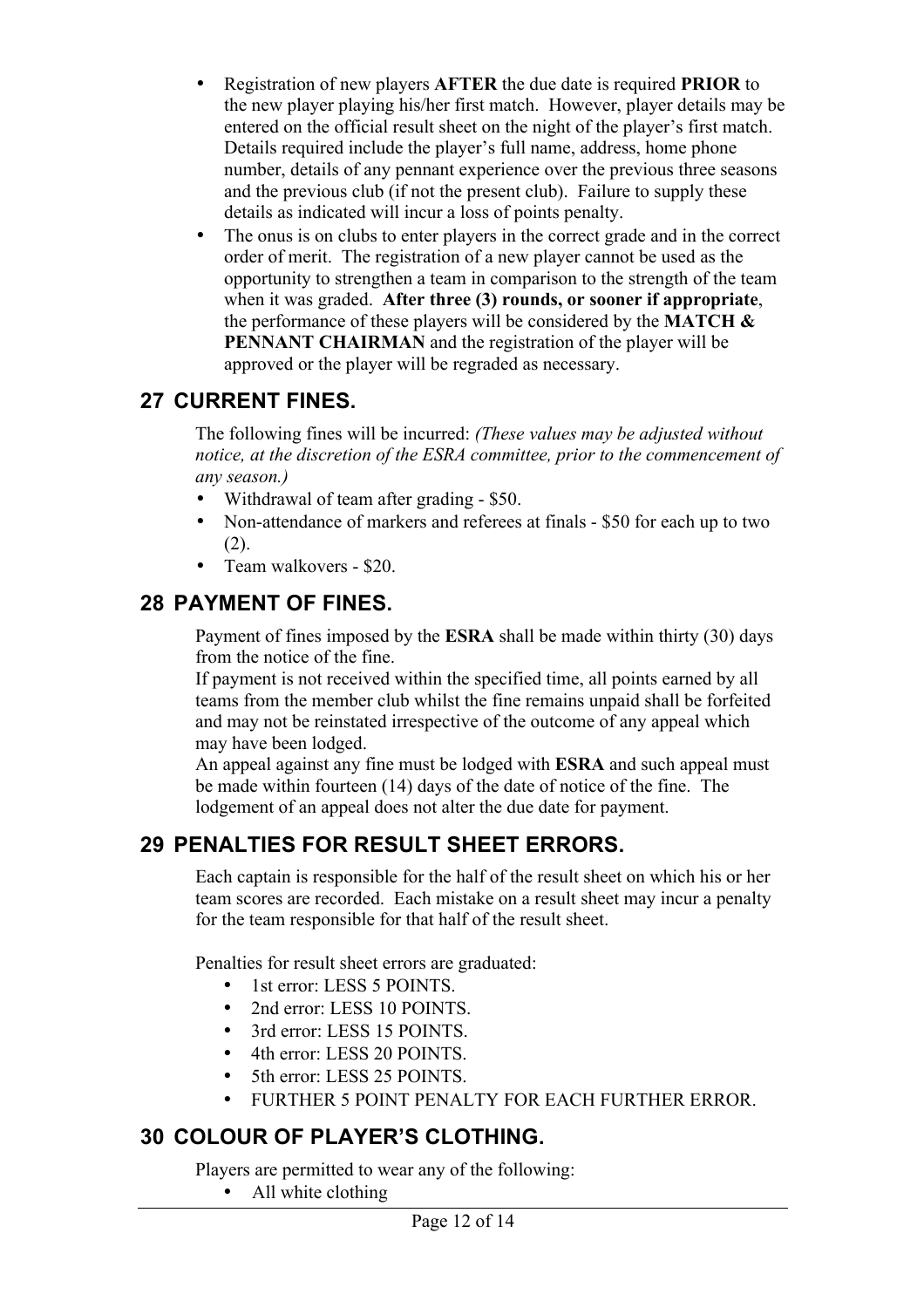- Registration of new players **AFTER** the due date is required **PRIOR** to the new player playing his/her first match. However, player details may be entered on the official result sheet on the night of the player's first match. Details required include the player's full name, address, home phone number, details of any pennant experience over the previous three seasons and the previous club (if not the present club). Failure to supply these details as indicated will incur a loss of points penalty.
- The onus is on clubs to enter players in the correct grade and in the correct order of merit. The registration of a new player cannot be used as the opportunity to strengthen a team in comparison to the strength of the team when it was graded. **After three (3) rounds, or sooner if appropriate**, the performance of these players will be considered by the **MATCH & PENNANT CHAIRMAN** and the registration of the player will be approved or the player will be regraded as necessary.

## 27 CURRENT FINES.

The following fines will be incurred: *(These values may be adjusted without notice, at the discretion of the ESRA committee, prior to the commencement of any season.)*

- Withdrawal of team after grading - $50.
- Non-attendance of markers and referees at finals - $50 for each up to two (2).
- Team walkovers - $20.

## 28 PAYMENT OF FINES.

Payment of fines imposed by the **ESRA** shall be made within thirty (30) days from the notice of the fine.

If payment is not received within the specified time, all points earned by all teams from the member club whilst the fine remains unpaid shall be forfeited and may not be reinstated irrespective of the outcome of any appeal which may have been lodged.

An appeal against any fine must be lodged with **ESRA** and such appeal must be made within fourteen (14) days of the date of notice of the fine. The lodgement of an appeal does not alter the due date for payment.

## 29 PENALTIES FOR RESULT SHEET ERRORS.

Each captain is responsible for the half of the result sheet on which his or her team scores are recorded. Each mistake on a result sheet may incur a penalty for the team responsible for that half of the result sheet.

Penalties for result sheet errors are graduated:

- 1st error: LESS 5 POINTS.
- 2nd error: LESS 10 POINTS.
- 3rd error: LESS 15 POINTS.
- 4th error: LESS 20 POINTS.
- 5th error: LESS 25 POINTS.
- FURTHER 5 POINT PENALTY FOR EACH FURTHER ERROR.

## 30 COLOUR OF PLAYER'S CLOTHING.

Players are permitted to wear any of the following:

- All white clothing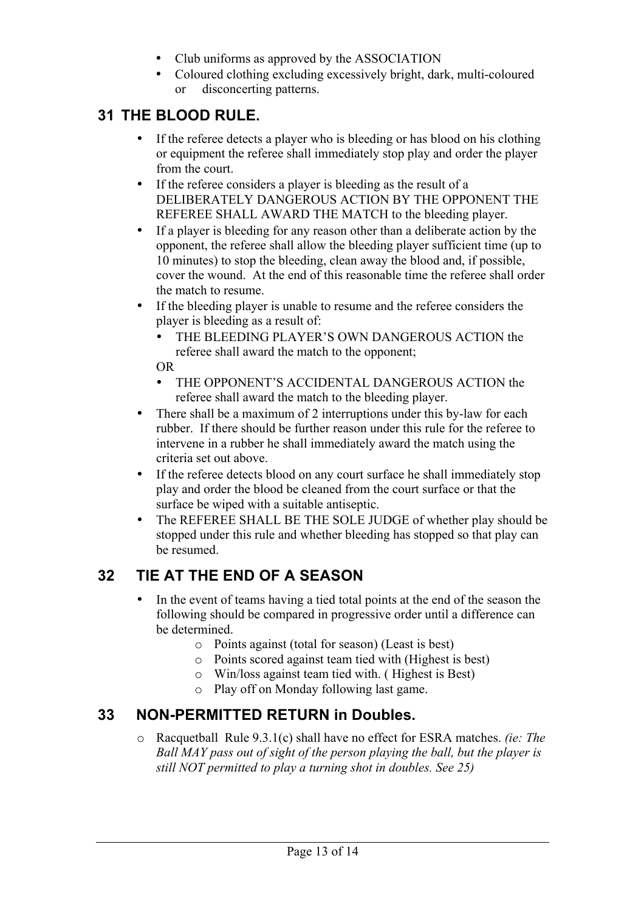- Club uniforms as approved by the ASSOCIATION
- Coloured clothing excluding excessively bright, dark, multi-coloured or disconcerting patterns.

## 31 THE BLOOD RULE.

- If the referee detects a player who is bleeding or has blood on his clothing or equipment the referee shall immediately stop play and order the player from the court.
- If the referee considers a player is bleeding as the result of a DELIBERATELY DANGEROUS ACTION BY THE OPPONENT THE REFEREE SHALL AWARD THE MATCH to the bleeding player.
- If a player is bleeding for any reason other than a deliberate action by the opponent, the referee shall allow the bleeding player sufficient time (up to 10 minutes) to stop the bleeding, clean away the blood and, if possible, cover the wound. At the end of this reasonable time the referee shall order the match to resume.
- If the bleeding player is unable to resume and the referee considers the player is bleeding as a result of:
  - THE BLEEDING PLAYER'S OWN DANGEROUS ACTION the referee shall award the match to the opponent;

  OR
  - THE OPPONENT'S ACCIDENTAL DANGEROUS ACTION the referee shall award the match to the bleeding player.
- There shall be a maximum of 2 interruptions under this by-law for each rubber. If there should be further reason under this rule for the referee to intervene in a rubber he shall immediately award the match using the criteria set out above.
- If the referee detects blood on any court surface he shall immediately stop play and order the blood be cleaned from the court surface or that the surface be wiped with a suitable antiseptic.
- The REFEREE SHALL BE THE SOLE JUDGE of whether play should be stopped under this rule and whether bleeding has stopped so that play can be resumed.

## 32 TIE AT THE END OF A SEASON

- In the event of teams having a tied total points at the end of the season the following should be compared in progressive order until a difference can be determined.
  - Points against (total for season) (Least is best)
  - Points scored against team tied with (Highest is best)
  - Win/loss against team tied with. ( Highest is Best)
  - Play off on Monday following last game.

## 33 NON-PERMITTED RETURN in Doubles.

- Racquetball Rule 9.3.1(c) shall have no effect for ESRA matches. *(ie: The Ball MAY pass out of sight of the person playing the ball, but the player is still NOT permitted to play a turning shot in doubles. See 25)*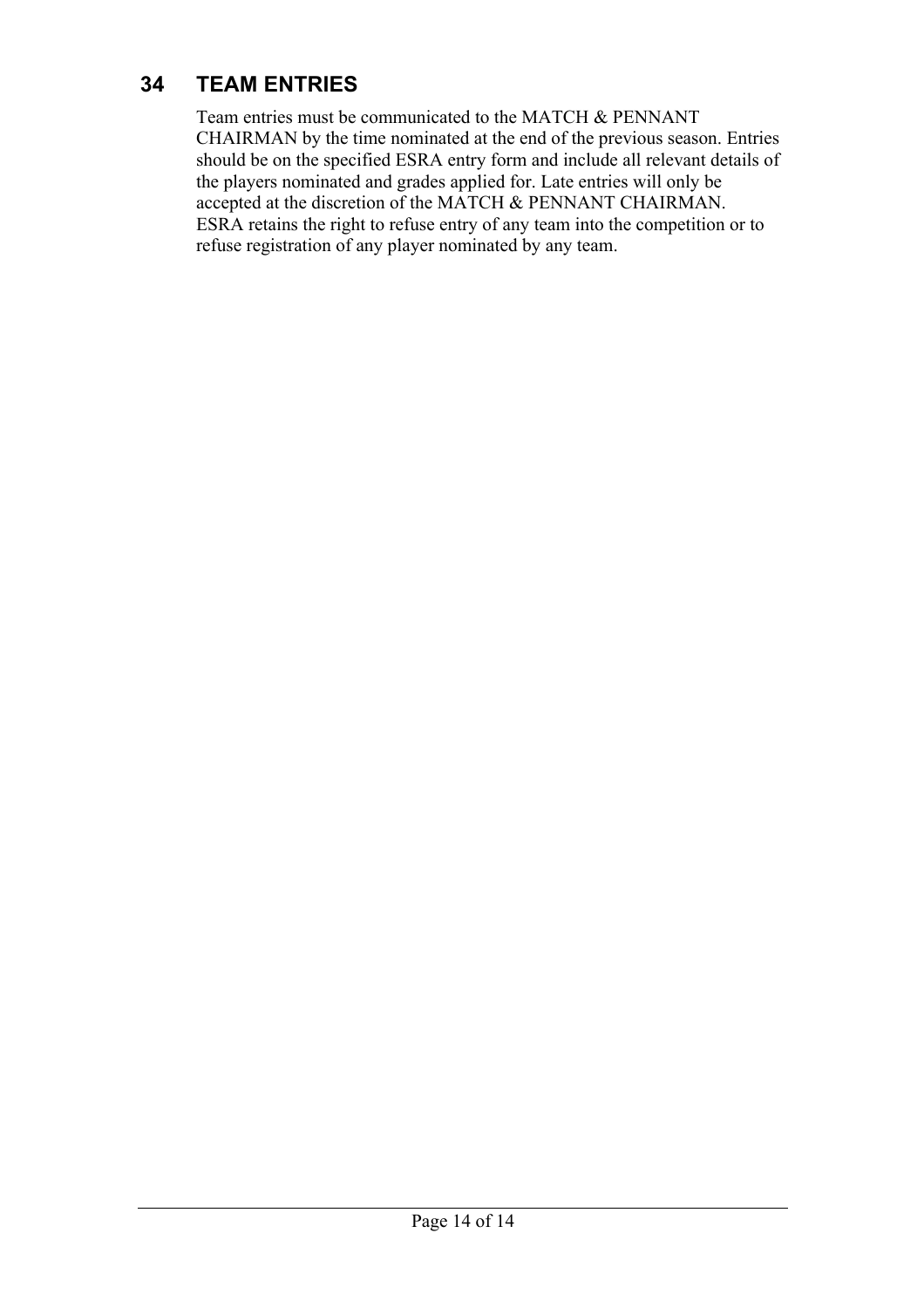## 34 TEAM ENTRIES

Team entries must be communicated to the MATCH & PENNANT CHAIRMAN by the time nominated at the end of the previous season. Entries should be on the specified ESRA entry form and include all relevant details of the players nominated and grades applied for. Late entries will only be accepted at the discretion of the MATCH & PENNANT CHAIRMAN. ESRA retains the right to refuse entry of any team into the competition or to refuse registration of any player nominated by any team.